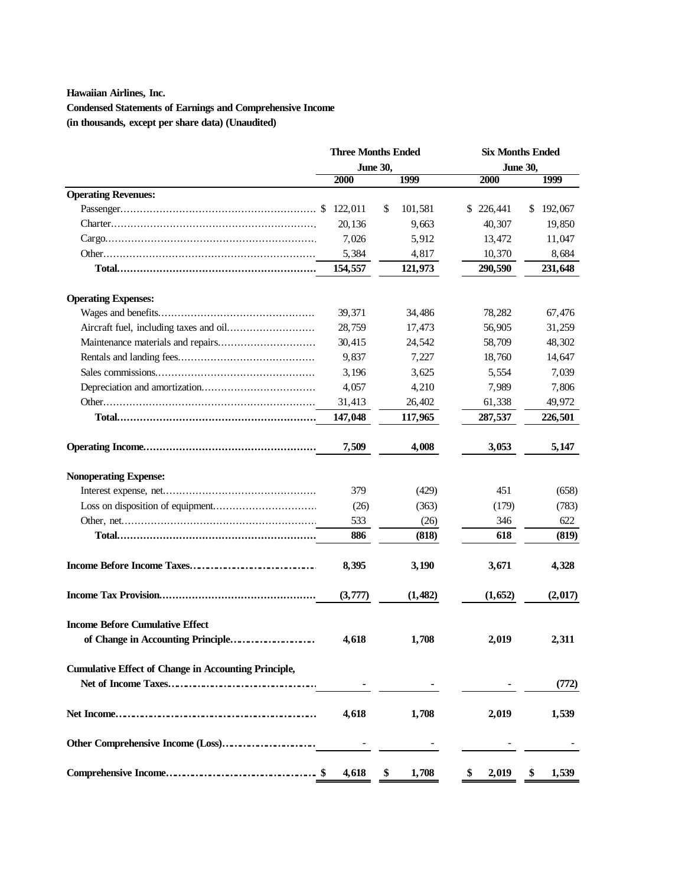**Hawaiian Airlines, Inc.**

**Condensed Statements of Earnings and Comprehensive Income**

**(in thousands, except per share data) (Unaudited)**

| | Three Months Ended June 30, | | Six Months Ended June 30, | |
|---|---|---|---|---|
| | **2000** | **1999** | **2000** | **1999** |
| **Operating Revenues:** | | | | |
| Passenger | $ 122,011 | $ 101,581 | $ 226,441 | $ 192,067 |
| Charter | 20,136 | 9,663 | 40,307 | 19,850 |
| Cargo | 7,026 | 5,912 | 13,472 | 11,047 |
| Other | 5,384 | 4,817 | 10,370 | 8,684 |
| **Total** | **154,557** | **121,973** | **290,590** | **231,648** |
| **Operating Expenses:** | | | | |
| Wages and benefits | 39,371 | 34,486 | 78,282 | 67,476 |
| Aircraft fuel, including taxes and oil | 28,759 | 17,473 | 56,905 | 31,259 |
| Maintenance materials and repairs | 30,415 | 24,542 | 58,709 | 48,302 |
| Rentals and landing fees | 9,837 | 7,227 | 18,760 | 14,647 |
| Sales commissions | 3,196 | 3,625 | 5,554 | 7,039 |
| Depreciation and amortization | 4,057 | 4,210 | 7,989 | 7,806 |
| Other | 31,413 | 26,402 | 61,338 | 49,972 |
| **Total** | **147,048** | **117,965** | **287,537** | **226,501** |
| **Operating Income** | **7,509** | **4,008** | **3,053** | **5,147** |
| **Nonoperating Expense:** | | | | |
| Interest expense, net | 379 | (429) | 451 | (658) |
| Loss on disposition of equipment | (26) | (363) | (179) | (783) |
| Other, net | 533 | (26) | 346 | 622 |
| **Total** | **886** | **(818)** | **618** | **(819)** |
| **Income Before Income Taxes** | **8,395** | **3,190** | **3,671** | **4,328** |
| **Income Tax Provision** | **(3,777)** | **(1,482)** | **(1,652)** | **(2,017)** |
| **Income Before Cumulative Effect of Change in Accounting Principle** | **4,618** | **1,708** | **2,019** | **2,311** |
| **Cumulative Effect of Change in Accounting Principle, Net of Income Taxes** | - | - | - | **(772)** |
| **Net Income** | **4,618** | **1,708** | **2,019** | **1,539** |
| **Other Comprehensive Income (Loss)** | - | - | - | - |
| **Comprehensive Income** | **$ 4,618** | **$ 1,708** | **$ 2,019** | **$ 1,539** |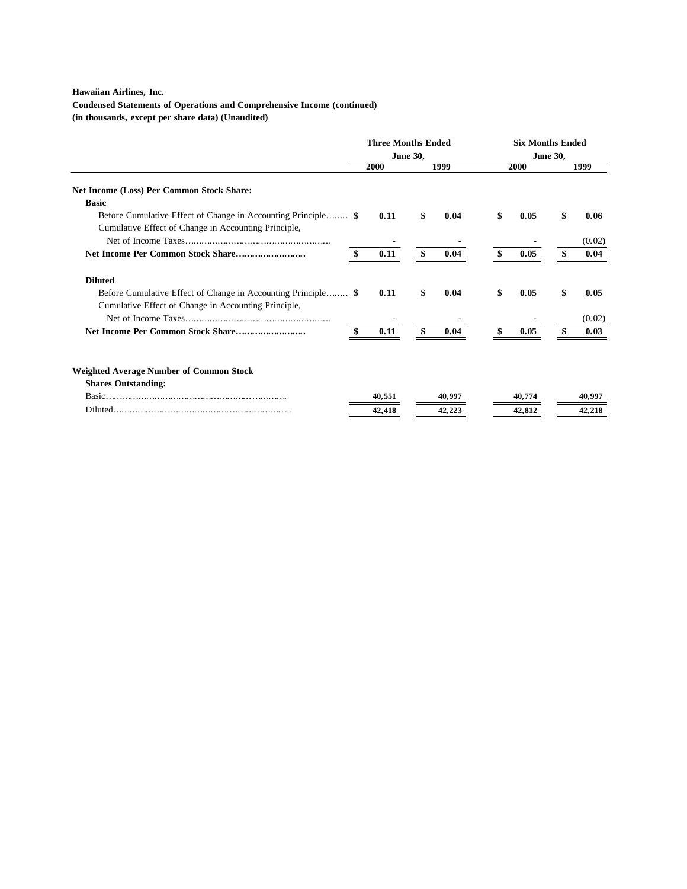**Hawaiian Airlines, Inc.**
**Condensed Statements of Operations and Comprehensive Income (continued)**
**(in thousands, except per share data) (Unaudited)**

| | Three Months Ended June 30, | | Six Months Ended June 30, | |
|---|---|---|---|---|
| | 2000 | 1999 | 2000 | 1999 |
| **Net Income (Loss) Per Common Stock Share:** | | | | |
| **Basic** | | | | |
| Before Cumulative Effect of Change in Accounting Principle | $ 0.11 | $ 0.04 | $ 0.05 | $ 0.06 |
| Cumulative Effect of Change in Accounting Principle, Net of Income Taxes | - | - | - | (0.02) |
| **Net Income Per Common Stock Share** | $ 0.11 | $ 0.04 | $ 0.05 | $ 0.04 |
| **Diluted** | | | | |
| Before Cumulative Effect of Change in Accounting Principle | $ 0.11 | $ 0.04 | $ 0.05 | $ 0.05 |
| Cumulative Effect of Change in Accounting Principle, Net of Income Taxes | - | - | - | (0.02) |
| **Net Income Per Common Stock Share** | $ 0.11 | $ 0.04 | $ 0.05 | $ 0.03 |
| **Weighted Average Number of Common Stock Shares Outstanding:** | | | | |
| Basic | 40,551 | 40,997 | 40,774 | 40,997 |
| Diluted | 42,418 | 42,223 | 42,812 | 42,218 |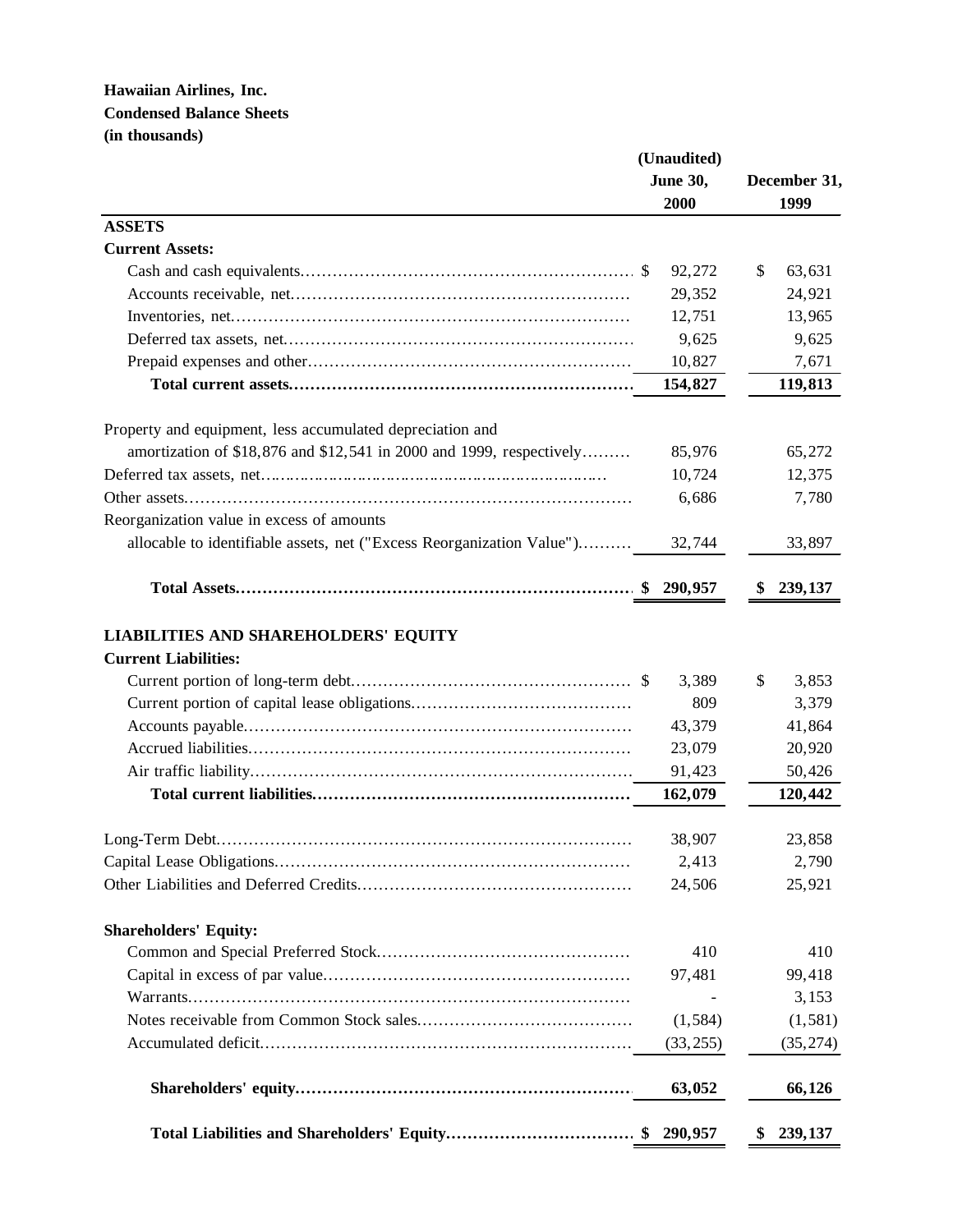**Hawaiian Airlines, Inc.**
**Condensed Balance Sheets**
**(in thousands)**

| | (Unaudited) June 30, 2000 | December 31, 1999 |
|---|---|---|
| **ASSETS** | | |
| **Current Assets:** | | |
| Cash and cash equivalents | $ 92,272 | $ 63,631 |
| Accounts receivable, net | 29,352 | 24,921 |
| Inventories, net | 12,751 | 13,965 |
| Deferred tax assets, net | 9,625 | 9,625 |
| Prepaid expenses and other | 10,827 | 7,671 |
| **Total current assets** | **154,827** | **119,813** |
| | | |
| Property and equipment, less accumulated depreciation and amortization of $18,876 and $12,541 in 2000 and 1999, respectively | 85,976 | 65,272 |
| Deferred tax assets, net | 10,724 | 12,375 |
| Other assets | 6,686 | 7,780 |
| Reorganization value in excess of amounts allocable to identifiable assets, net ("Excess Reorganization Value") | 32,744 | 33,897 |
| | | |
| **Total Assets** | **$ 290,957** | **$ 239,137** |
| | | |
| **LIABILITIES AND SHAREHOLDERS' EQUITY** | | |
| **Current Liabilities:** | | |
| Current portion of long-term debt | $ 3,389 | $ 3,853 |
| Current portion of capital lease obligations | 809 | 3,379 |
| Accounts payable | 43,379 | 41,864 |
| Accrued liabilities | 23,079 | 20,920 |
| Air traffic liability | 91,423 | 50,426 |
| **Total current liabilities** | **162,079** | **120,442** |
| | | |
| Long-Term Debt | 38,907 | 23,858 |
| Capital Lease Obligations | 2,413 | 2,790 |
| Other Liabilities and Deferred Credits | 24,506 | 25,921 |
| | | |
| **Shareholders' Equity:** | | |
| Common and Special Preferred Stock | 410 | 410 |
| Capital in excess of par value | 97,481 | 99,418 |
| Warrants | - | 3,153 |
| Notes receivable from Common Stock sales | (1,584) | (1,581) |
| Accumulated deficit | (33,255) | (35,274) |
| | | |
| **Shareholders' equity** | **63,052** | **66,126** |
| | | |
| **Total Liabilities and Shareholders' Equity** | **$ 290,957** | **$ 239,137** |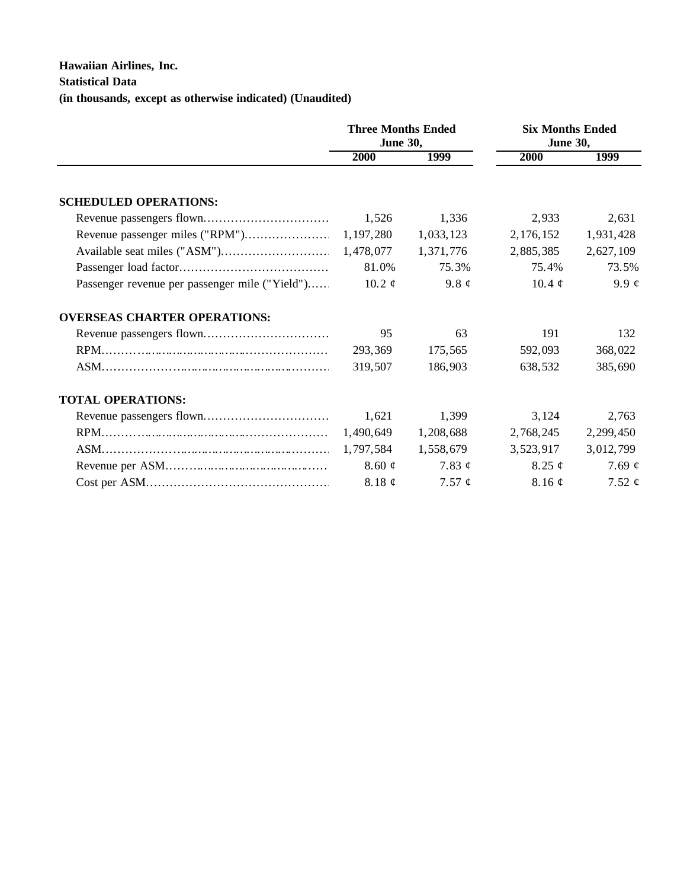**Hawaiian Airlines, Inc.**
**Statistical Data**
**(in thousands, except as otherwise indicated) (Unaudited)**

| | Three Months Ended June 30, | | Six Months Ended June 30, | |
|---|---|---|---|---|
| | 2000 | 1999 | 2000 | 1999 |
| **SCHEDULED OPERATIONS:** | | | | |
| Revenue passengers flown | 1,526 | 1,336 | 2,933 | 2,631 |
| Revenue passenger miles ("RPM") | 1,197,280 | 1,033,123 | 2,176,152 | 1,931,428 |
| Available seat miles ("ASM") | 1,478,077 | 1,371,776 | 2,885,385 | 2,627,109 |
| Passenger load factor | 81.0% | 75.3% | 75.4% | 73.5% |
| Passenger revenue per passenger mile ("Yield") | 10.2 ¢ | 9.8 ¢ | 10.4 ¢ | 9.9 ¢ |
| **OVERSEAS CHARTER OPERATIONS:** | | | | |
| Revenue passengers flown | 95 | 63 | 191 | 132 |
| RPM | 293,369 | 175,565 | 592,093 | 368,022 |
| ASM | 319,507 | 186,903 | 638,532 | 385,690 |
| **TOTAL OPERATIONS:** | | | | |
| Revenue passengers flown | 1,621 | 1,399 | 3,124 | 2,763 |
| RPM | 1,490,649 | 1,208,688 | 2,768,245 | 2,299,450 |
| ASM | 1,797,584 | 1,558,679 | 3,523,917 | 3,012,799 |
| Revenue per ASM | 8.60 ¢ | 7.83 ¢ | 8.25 ¢ | 7.69 ¢ |
| Cost per ASM | 8.18 ¢ | 7.57 ¢ | 8.16 ¢ | 7.52 ¢ |